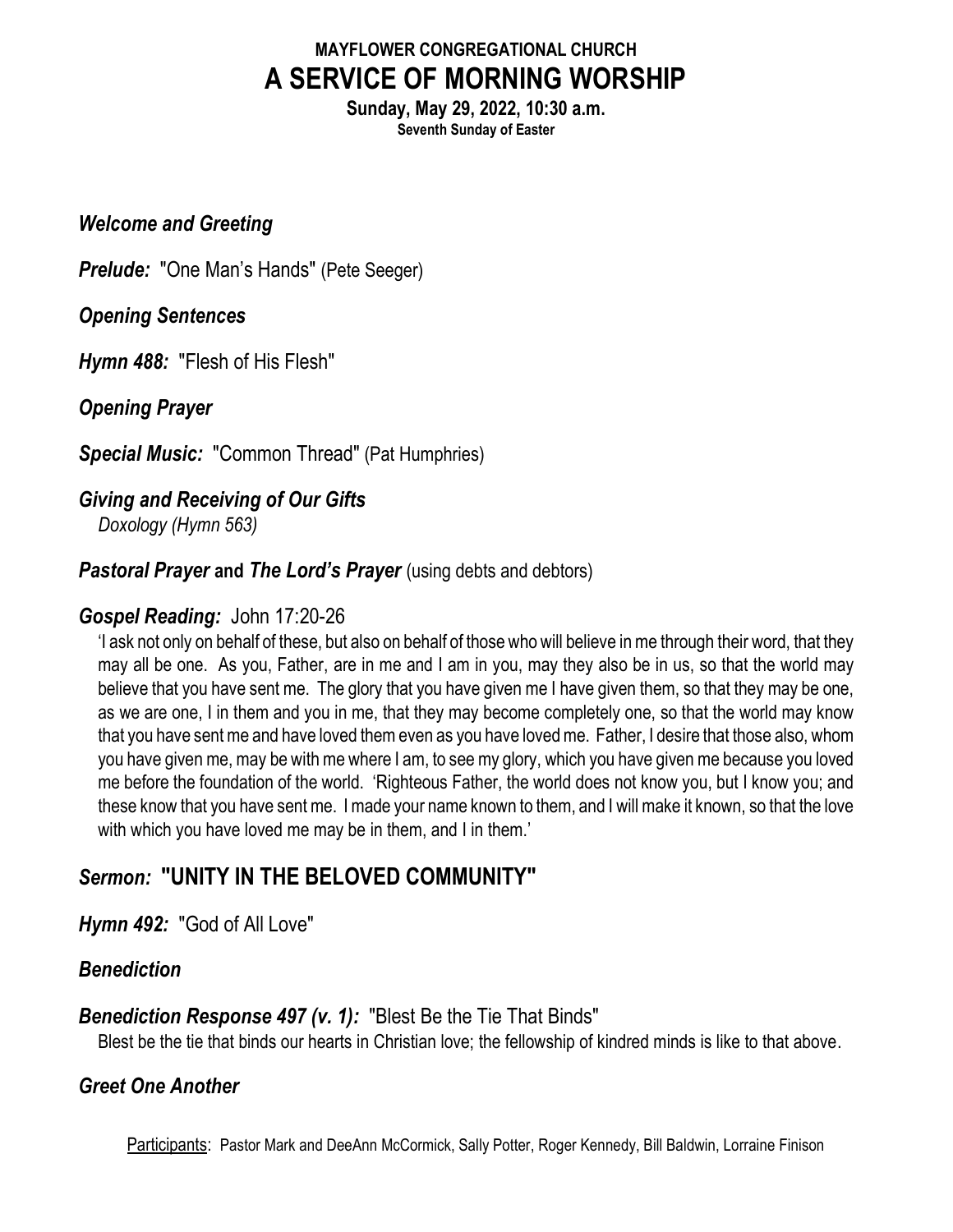**MAYFLOWER CONGREGATIONAL CHURCH**

# A SERVICE OF MORNING WORSHIP

**Sunday, May 29, 2022, 10:30 a.m.**
**Seventh Sunday of Easter**

***Welcome and Greeting***

***Prelude:*** "One Man's Hands" (Pete Seeger)

***Opening Sentences***

***Hymn 488:*** "Flesh of His Flesh"

***Opening Prayer***

***Special Music:*** "Common Thread" (Pat Humphries)

***Giving and Receiving of Our Gifts***
*Doxology (Hymn 563)*

***Pastoral Prayer* and *The Lord's Prayer*** (using debts and debtors)

***Gospel Reading:*** John 17:20-26

'I ask not only on behalf of these, but also on behalf of those who will believe in me through their word, that they may all be one. As you, Father, are in me and I am in you, may they also be in us, so that the world may believe that you have sent me. The glory that you have given me I have given them, so that they may be one, as we are one, I in them and you in me, that they may become completely one, so that the world may know that you have sent me and have loved them even as you have loved me. Father, I desire that those also, whom you have given me, may be with me where I am, to see my glory, which you have given me because you loved me before the foundation of the world. 'Righteous Father, the world does not know you, but I know you; and these know that you have sent me. I made your name known to them, and I will make it known, so that the love with which you have loved me may be in them, and I in them.'

## *Sermon:* "UNITY IN THE BELOVED COMMUNITY"

***Hymn 492:*** "God of All Love"

***Benediction***

***Benediction Response 497 (v. 1):*** "Blest Be the Tie That Binds"
Blest be the tie that binds our hearts in Christian love; the fellowship of kindred minds is like to that above.

***Greet One Another***

Participants: Pastor Mark and DeeAnn McCormick, Sally Potter, Roger Kennedy, Bill Baldwin, Lorraine Finison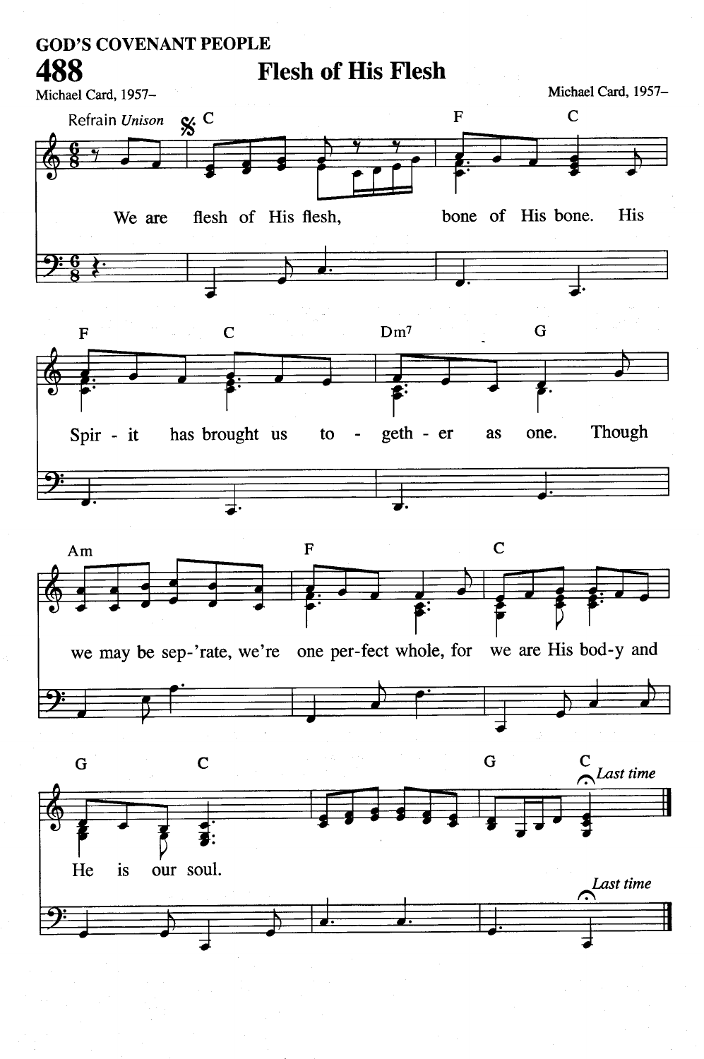GOD'S COVENANT PEOPLE

# 488 Flesh of His Flesh

Michael Card, 1957– | Michael Card, 1957–

Refrain *Unison*

We are flesh of His flesh, bone of His bone. His Spir - it has brought us to - geth - er as one. Though we may be sep-'rate, we're one per-fect whole, for we are His bod-y and He is our soul.

*Last time*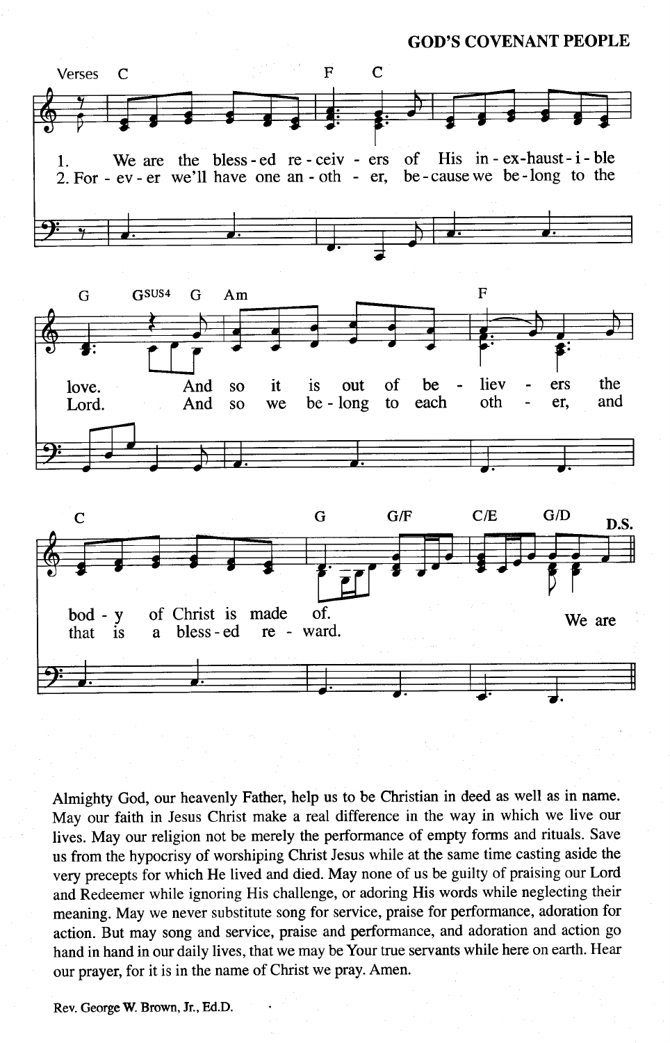Verses

1. We are the blessed receivers of His inexhaustible love. And so it is out of believers the body of Christ is made of. We are

2. Forever we'll have one another, because we belong to the Lord. And so we belong to each other, and that is a blessed reward.

D.S.

Almighty God, our heavenly Father, help us to be Christian in deed as well as in name. May our faith in Jesus Christ make a real difference in the way in which we live our lives. May our religion not be merely the performance of empty forms and rituals. Save us from the hypocrisy of worshiping Christ Jesus while at the same time casting aside the very precepts for which He lived and died. May none of us be guilty of praising our Lord and Redeemer while ignoring His challenge, or adoring His words while neglecting their meaning. May we never substitute song for service, praise for performance, adoration for action. But may song and service, praise and performance, and adoration and action go hand in hand in our daily lives, that we may be Your true servants while here on earth. Hear our prayer, for it is in the name of Christ we pray. Amen.

Rev. George W. Brown, Jr., Ed.D.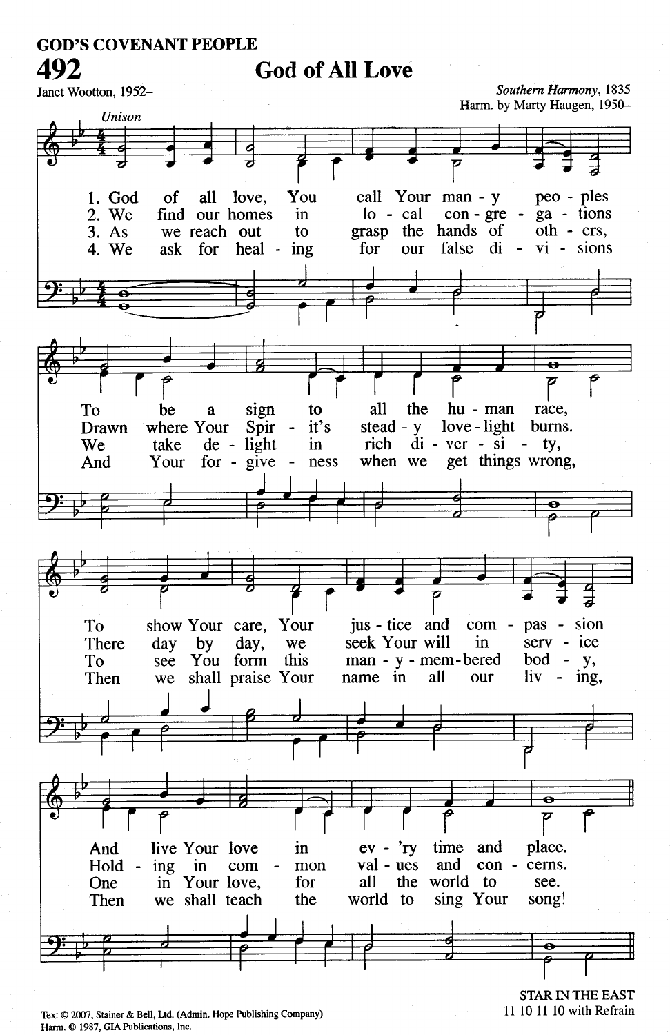GOD'S COVENANT PEOPLE

# 492 God of All Love

Janet Wootton, 1952–

*Southern Harmony*, 1835
Harm. by Marty Haugen, 1950–

*Unison*

1. God of all love, You call Your man - y peo - ples
To be a sign to all the hu - man race,
To show Your care, Your jus - tice and com - pas - sion
And live Your love in ev - 'ry time and place.

2. We find our homes in lo - cal con - gre - ga - tions
Drawn where Your Spir - it's stead - y love - light burns.
There day by day, we seek Your will in serv - ice
Hold - ing in com - mon val - ues and con - cerns.

3. As we reach out to grasp the hands of oth - ers,
We take de - light in rich di - ver - si - ty,
To see You form this man - y - mem - bered bod - y,
One in Your love, for all the world to see.

4. We ask for heal - ing for our false di - vi - sions
And Your for - give - ness when we get things wrong,
Then we shall praise Your name in all our liv - ing,
Then we shall teach the world to sing Your song!

Text © 2007, Stainer & Bell, Ltd. (Admin. Hope Publishing Company)
Harm. © 1987, GIA Publications, Inc.

STAR IN THE EAST
11 10 11 10 with Refrain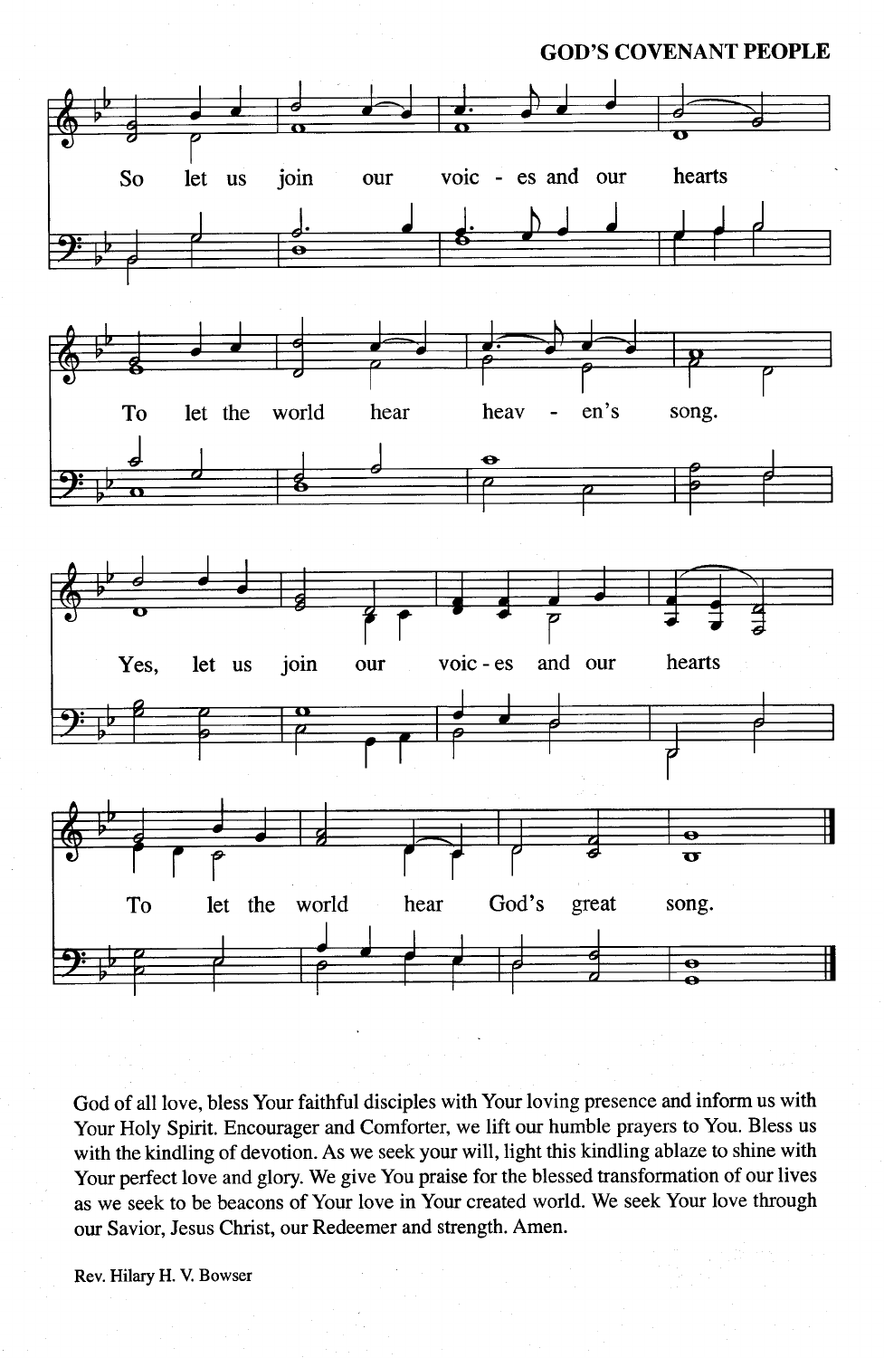So let us join our voic - es and our hearts

To let the world hear heav - en's song.

Yes, let us join our voic - es and our hearts

To let the world hear God's great song.

God of all love, bless Your faithful disciples with Your loving presence and inform us with Your Holy Spirit. Encourager and Comforter, we lift our humble prayers to You. Bless us with the kindling of devotion. As we seek your will, light this kindling ablaze to shine with Your perfect love and glory. We give You praise for the blessed transformation of our lives as we seek to be beacons of Your love in Your created world. We seek Your love through our Savior, Jesus Christ, our Redeemer and strength. Amen.

Rev. Hilary H. V. Bowser